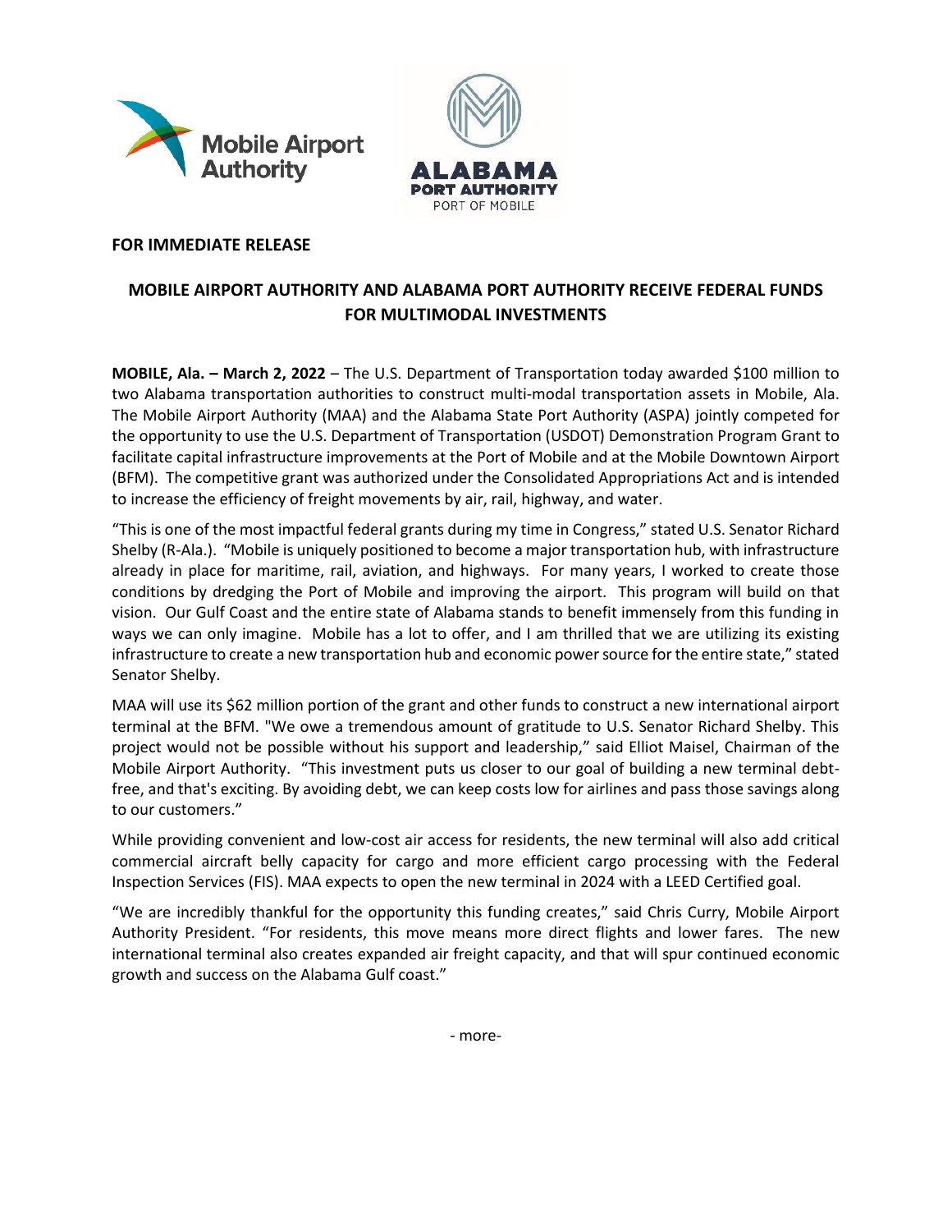Mobile Airport Authority

ALABAMA PORT AUTHORITY
PORT OF MOBILE

**FOR IMMEDIATE RELEASE**

## MOBILE AIRPORT AUTHORITY AND ALABAMA PORT AUTHORITY RECEIVE FEDERAL FUNDS FOR MULTIMODAL INVESTMENTS

**MOBILE, Ala. – March 2, 2022** – The U.S. Department of Transportation today awarded $100 million to two Alabama transportation authorities to construct multi-modal transportation assets in Mobile, Ala. The Mobile Airport Authority (MAA) and the Alabama State Port Authority (ASPA) jointly competed for the opportunity to use the U.S. Department of Transportation (USDOT) Demonstration Program Grant to facilitate capital infrastructure improvements at the Port of Mobile and at the Mobile Downtown Airport (BFM). The competitive grant was authorized under the Consolidated Appropriations Act and is intended to increase the efficiency of freight movements by air, rail, highway, and water.

"This is one of the most impactful federal grants during my time in Congress," stated U.S. Senator Richard Shelby (R-Ala.). "Mobile is uniquely positioned to become a major transportation hub, with infrastructure already in place for maritime, rail, aviation, and highways. For many years, I worked to create those conditions by dredging the Port of Mobile and improving the airport. This program will build on that vision. Our Gulf Coast and the entire state of Alabama stands to benefit immensely from this funding in ways we can only imagine. Mobile has a lot to offer, and I am thrilled that we are utilizing its existing infrastructure to create a new transportation hub and economic power source for the entire state," stated Senator Shelby.

MAA will use its $62 million portion of the grant and other funds to construct a new international airport terminal at the BFM. "We owe a tremendous amount of gratitude to U.S. Senator Richard Shelby. This project would not be possible without his support and leadership," said Elliot Maisel, Chairman of the Mobile Airport Authority. "This investment puts us closer to our goal of building a new terminal debt-free, and that's exciting. By avoiding debt, we can keep costs low for airlines and pass those savings along to our customers."

While providing convenient and low-cost air access for residents, the new terminal will also add critical commercial aircraft belly capacity for cargo and more efficient cargo processing with the Federal Inspection Services (FIS). MAA expects to open the new terminal in 2024 with a LEED Certified goal.

"We are incredibly thankful for the opportunity this funding creates," said Chris Curry, Mobile Airport Authority President. "For residents, this move means more direct flights and lower fares. The new international terminal also creates expanded air freight capacity, and that will spur continued economic growth and success on the Alabama Gulf coast."

- more-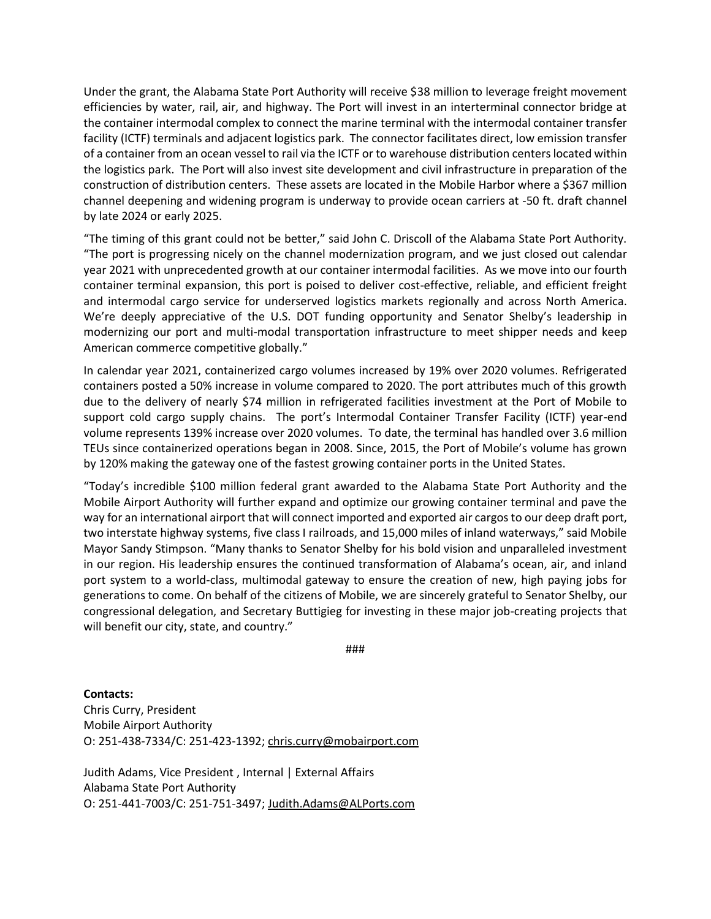Under the grant, the Alabama State Port Authority will receive $38 million to leverage freight movement efficiencies by water, rail, air, and highway. The Port will invest in an interterminal connector bridge at the container intermodal complex to connect the marine terminal with the intermodal container transfer facility (ICTF) terminals and adjacent logistics park. The connector facilitates direct, low emission transfer of a container from an ocean vessel to rail via the ICTF or to warehouse distribution centers located within the logistics park. The Port will also invest site development and civil infrastructure in preparation of the construction of distribution centers. These assets are located in the Mobile Harbor where a $367 million channel deepening and widening program is underway to provide ocean carriers at -50 ft. draft channel by late 2024 or early 2025.

"The timing of this grant could not be better," said John C. Driscoll of the Alabama State Port Authority. "The port is progressing nicely on the channel modernization program, and we just closed out calendar year 2021 with unprecedented growth at our container intermodal facilities. As we move into our fourth container terminal expansion, this port is poised to deliver cost-effective, reliable, and efficient freight and intermodal cargo service for underserved logistics markets regionally and across North America. We're deeply appreciative of the U.S. DOT funding opportunity and Senator Shelby's leadership in modernizing our port and multi-modal transportation infrastructure to meet shipper needs and keep American commerce competitive globally."

In calendar year 2021, containerized cargo volumes increased by 19% over 2020 volumes. Refrigerated containers posted a 50% increase in volume compared to 2020. The port attributes much of this growth due to the delivery of nearly $74 million in refrigerated facilities investment at the Port of Mobile to support cold cargo supply chains. The port's Intermodal Container Transfer Facility (ICTF) year-end volume represents 139% increase over 2020 volumes. To date, the terminal has handled over 3.6 million TEUs since containerized operations began in 2008. Since, 2015, the Port of Mobile's volume has grown by 120% making the gateway one of the fastest growing container ports in the United States.

"Today's incredible $100 million federal grant awarded to the Alabama State Port Authority and the Mobile Airport Authority will further expand and optimize our growing container terminal and pave the way for an international airport that will connect imported and exported air cargos to our deep draft port, two interstate highway systems, five class I railroads, and 15,000 miles of inland waterways," said Mobile Mayor Sandy Stimpson. "Many thanks to Senator Shelby for his bold vision and unparalleled investment in our region. His leadership ensures the continued transformation of Alabama's ocean, air, and inland port system to a world-class, multimodal gateway to ensure the creation of new, high paying jobs for generations to come. On behalf of the citizens of Mobile, we are sincerely grateful to Senator Shelby, our congressional delegation, and Secretary Buttigieg for investing in these major job-creating projects that will benefit our city, state, and country."

###

**Contacts:**
Chris Curry, President
Mobile Airport Authority
O: 251-438-7334/C: 251-423-1392; chris.curry@mobairport.com

Judith Adams, Vice President , Internal | External Affairs
Alabama State Port Authority
O: 251-441-7003/C: 251-751-3497; Judith.Adams@ALPorts.com